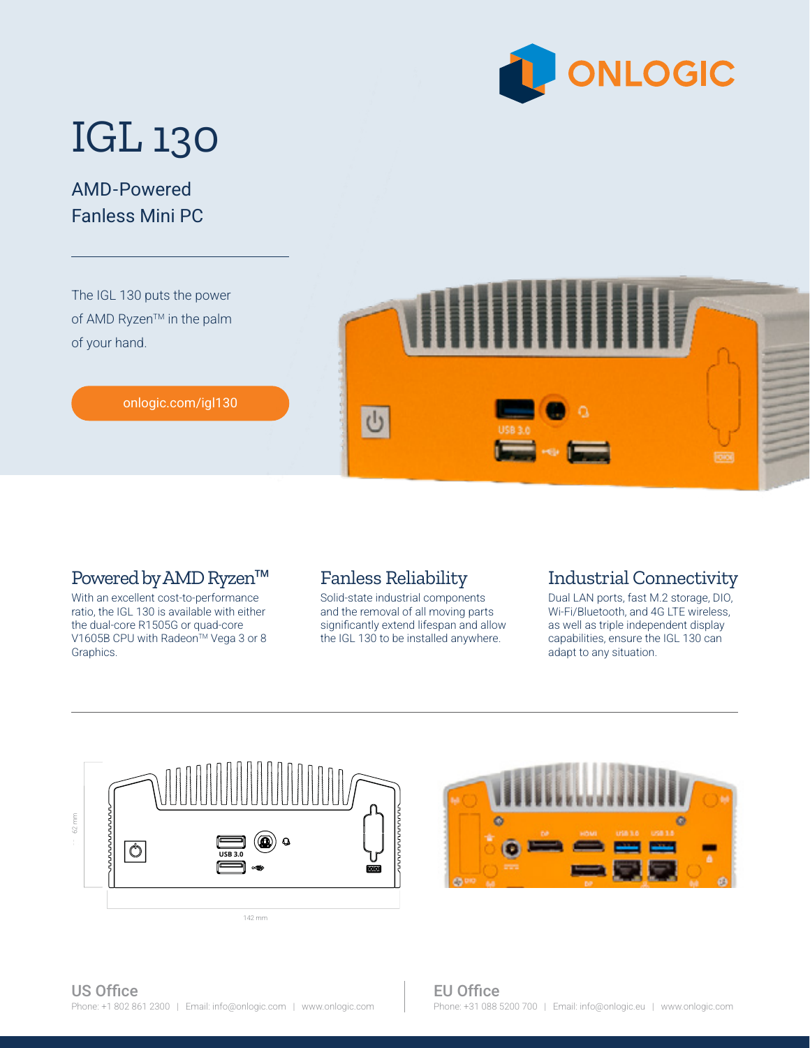# IGL 130

## AMD-Powered Fanless Mini PC

The IGL 130 puts the power of AMD Ryzen™ in the palm of your hand.

onlogic.com/igl130

### Powered by AMD Ryzen™

With an excellent cost-to-performance ratio, the IGL 130 is available with either the dual-core R1505G or quad-core V1605B CPU with Radeon™ Vega 3 or 8 Graphics.

### Fanless Reliability

Solid-state industrial components and the removal of all moving parts significantly extend lifespan and allow the IGL 130 to be installed anywhere.

### Industrial Connectivity

Dual LAN ports, fast M.2 storage, DIO, Wi-Fi/Bluetooth, and 4G LTE wireless, as well as triple independent display capabilities, ensure the IGL 130 can adapt to any situation.

62 mm

142 mm

**US Office**
Phone: +1 802 861 2300 | Email: info@onlogic.com | www.onlogic.com

**EU Office**
Phone: +31 088 5200 700 | Email: info@onlogic.eu | www.onlogic.com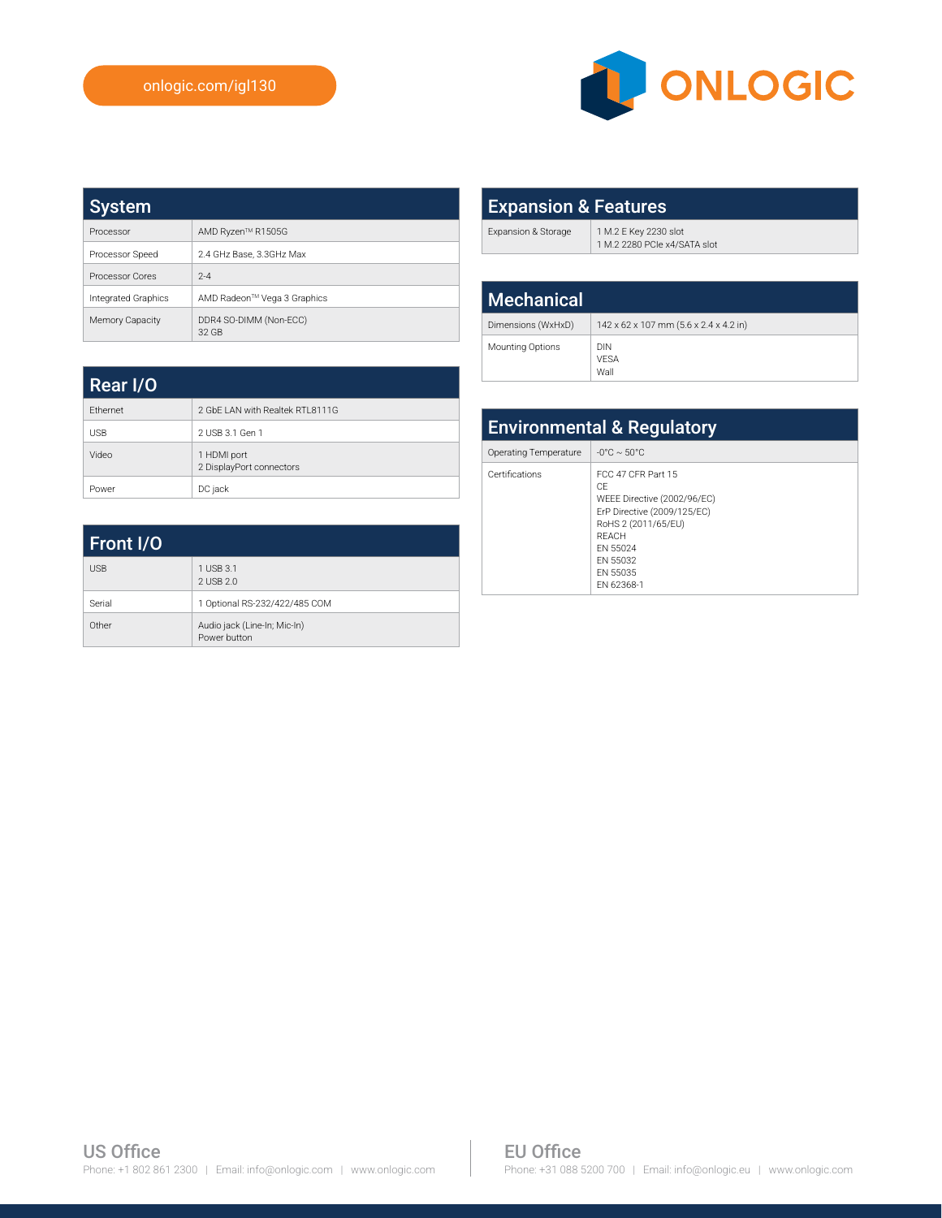onlogic.com/igl130

## System

| | |
|---|---|
| Processor | AMD Ryzen™ R1505G |
| Processor Speed | 2.4 GHz Base, 3.3GHz Max |
| Processor Cores | 2-4 |
| Integrated Graphics | AMD Radeon™ Vega 3 Graphics |
| Memory Capacity | DDR4 SO-DIMM (Non-ECC)<br>32 GB |

## Rear I/O

| | |
|---|---|
| Ethernet | 2 GbE LAN with Realtek RTL8111G |
| USB | 2 USB 3.1 Gen 1 |
| Video | 1 HDMI port<br>2 DisplayPort connectors |
| Power | DC jack |

## Front I/O

| | |
|---|---|
| USB | 1 USB 3.1<br>2 USB 2.0 |
| Serial | 1 Optional RS-232/422/485 COM |
| Other | Audio jack (Line-In; Mic-In)<br>Power button |

## Expansion & Features

| | |
|---|---|
| Expansion & Storage | 1 M.2 E Key 2230 slot<br>1 M.2 2280 PCIe x4/SATA slot |

## Mechanical

| | |
|---|---|
| Dimensions (WxHxD) | 142 x 62 x 107 mm (5.6 x 2.4 x 4.2 in) |
| Mounting Options | DIN<br>VESA<br>Wall |

## Environmental & Regulatory

| | |
|---|---|
| Operating Temperature | -0°C ~ 50°C |
| Certifications | FCC 47 CFR Part 15<br>CE<br>WEEE Directive (2002/96/EC)<br>ErP Directive (2009/125/EC)<br>RoHS 2 (2011/65/EU)<br>REACH<br>EN 55024<br>EN 55032<br>EN 55035<br>EN 62368-1 |

**US Office**
Phone: +1 802 861 2300 | Email: info@onlogic.com | www.onlogic.com

**EU Office**
Phone: +31 088 5200 700 | Email: info@onlogic.eu | www.onlogic.com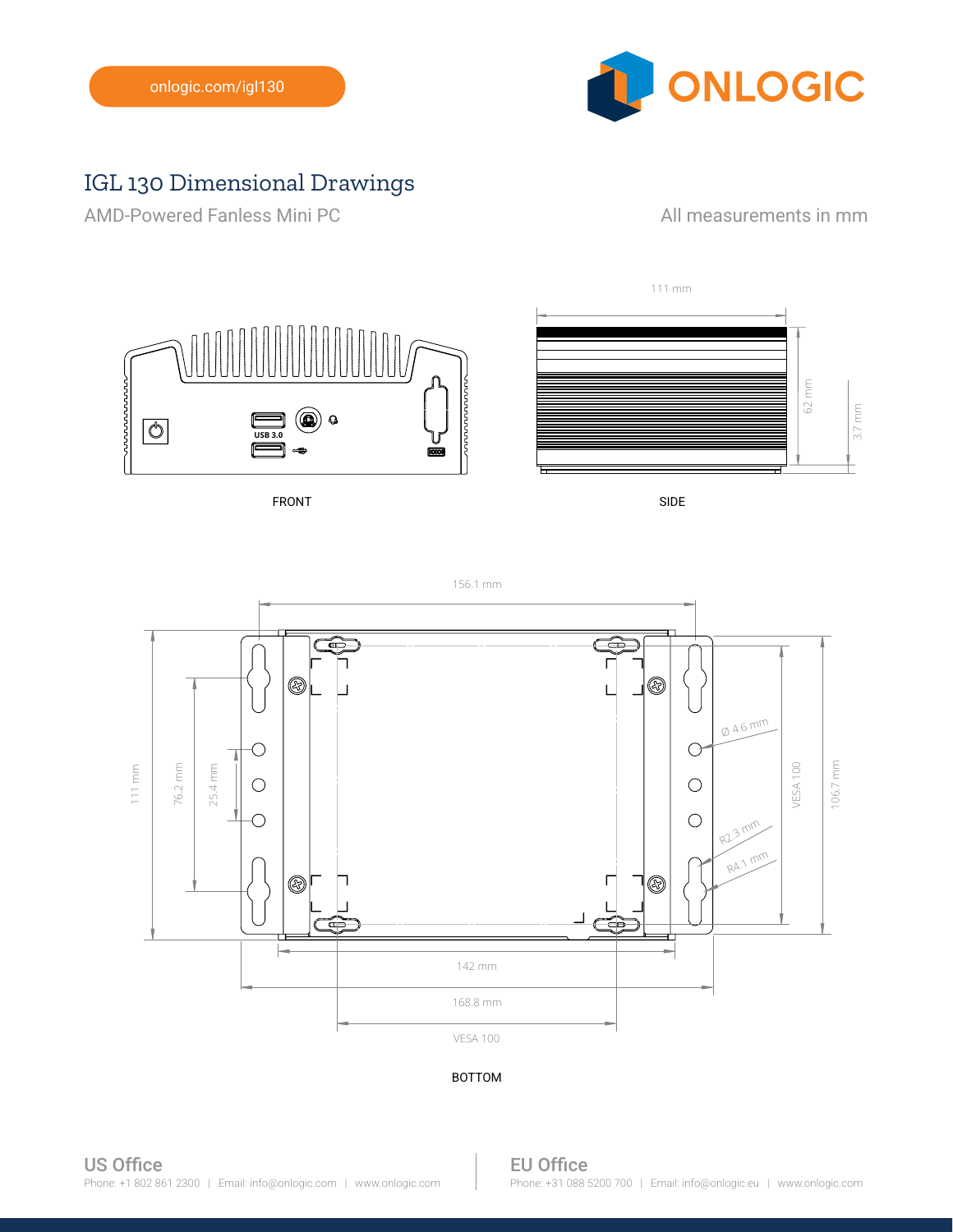onlogic.com/igl130

ONLOGIC

# IGL 130 Dimensional Drawings

AMD-Powered Fanless Mini PC

All measurements in mm

USB 3.0

FRONT

111 mm

62 mm

3.7 mm

SIDE

156.1 mm

111 mm

76.2 mm

25.4 mm

Ø 4.6 mm

R2.3 mm

R4.1 mm

VESA 100

106.7 mm

142 mm

168.8 mm

VESA 100

BOTTOM

**US Office**
Phone: +1 802 861 2300 | Email: info@onlogic.com | www.onlogic.com

**EU Office**
Phone: +31 088 5200 700 | Email: info@onlogic.eu | www.onlogic.com